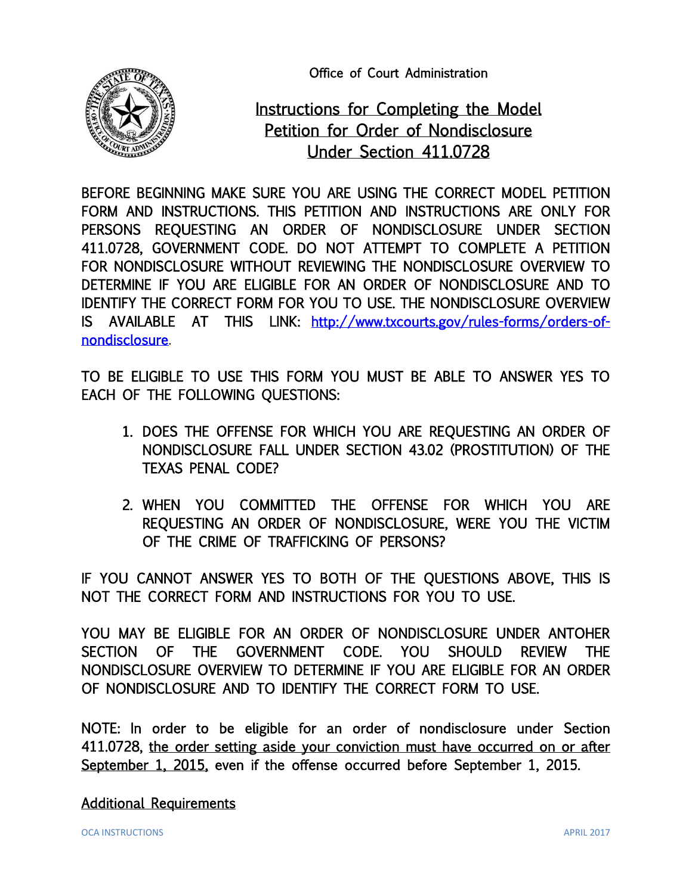Office of Court Administration

# Instructions for Completing the Model Petition for Order of Nondisclosure Under Section 411.0728

BEFORE BEGINNING MAKE SURE YOU ARE USING THE CORRECT MODEL PETITION FORM AND INSTRUCTIONS. THIS PETITION AND INSTRUCTIONS ARE ONLY FOR PERSONS REQUESTING AN ORDER OF NONDISCLOSURE UNDER SECTION 411.0728, GOVERNMENT CODE. DO NOT ATTEMPT TO COMPLETE A PETITION FOR NONDISCLOSURE WITHOUT REVIEWING THE NONDISCLOSURE OVERVIEW TO DETERMINE IF YOU ARE ELIGIBLE FOR AN ORDER OF NONDISCLOSURE AND TO IDENTIFY THE CORRECT FORM FOR YOU TO USE. THE NONDISCLOSURE OVERVIEW IS AVAILABLE AT THIS LINK: [http://www.txcourts.gov/rules-forms/orders-of-nondisclosure](http://www.txcourts.gov/rules-forms/orders-of-nondisclosure).

TO BE ELIGIBLE TO USE THIS FORM YOU MUST BE ABLE TO ANSWER YES TO EACH OF THE FOLLOWING QUESTIONS:

1. DOES THE OFFENSE FOR WHICH YOU ARE REQUESTING AN ORDER OF NONDISCLOSURE FALL UNDER SECTION 43.02 (PROSTITUTION) OF THE TEXAS PENAL CODE?

2. WHEN YOU COMMITTED THE OFFENSE FOR WHICH YOU ARE REQUESTING AN ORDER OF NONDISCLOSURE, WERE YOU THE VICTIM OF THE CRIME OF TRAFFICKING OF PERSONS?

IF YOU CANNOT ANSWER YES TO BOTH OF THE QUESTIONS ABOVE, THIS IS NOT THE CORRECT FORM AND INSTRUCTIONS FOR YOU TO USE.

YOU MAY BE ELIGIBLE FOR AN ORDER OF NONDISCLOSURE UNDER ANTOHER SECTION OF THE GOVERNMENT CODE. YOU SHOULD REVIEW THE NONDISCLOSURE OVERVIEW TO DETERMINE IF YOU ARE ELIGIBLE FOR AN ORDER OF NONDISCLOSURE AND TO IDENTIFY THE CORRECT FORM TO USE.

NOTE: In order to be eligible for an order of nondisclosure under Section 411.0728, <u>the order setting aside your conviction must have occurred on or after September 1, 2015,</u> even if the offense occurred before September 1, 2015.

## Additional Requirements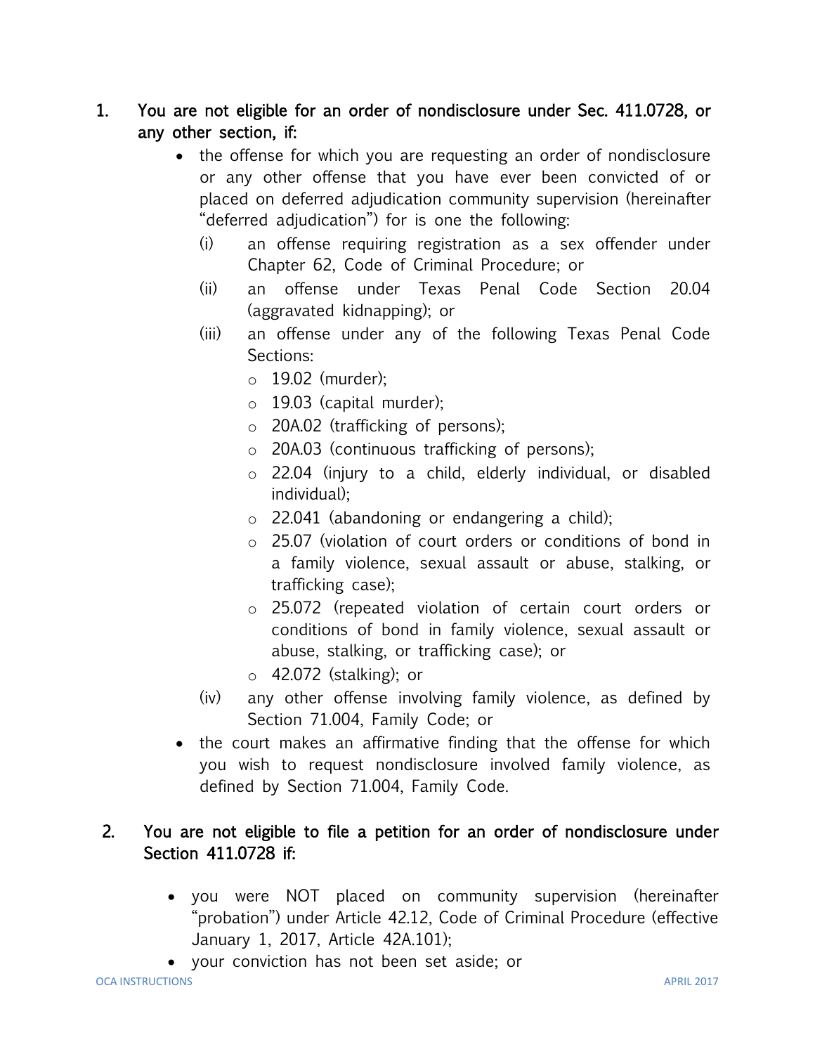1. **You are not eligible for an order of nondisclosure under Sec. 411.0728, or any other section, if:**
   - the offense for which you are requesting an order of nondisclosure or any other offense that you have ever been convicted of or placed on deferred adjudication community supervision (hereinafter "deferred adjudication") for is one the following:
     - (i) an offense requiring registration as a sex offender under Chapter 62, Code of Criminal Procedure; or
     - (ii) an offense under Texas Penal Code Section 20.04 (aggravated kidnapping); or
     - (iii) an offense under any of the following Texas Penal Code Sections:
       - 19.02 (murder);
       - 19.03 (capital murder);
       - 20A.02 (trafficking of persons);
       - 20A.03 (continuous trafficking of persons);
       - 22.04 (injury to a child, elderly individual, or disabled individual);
       - 22.041 (abandoning or endangering a child);
       - 25.07 (violation of court orders or conditions of bond in a family violence, sexual assault or abuse, stalking, or trafficking case);
       - 25.072 (repeated violation of certain court orders or conditions of bond in family violence, sexual assault or abuse, stalking, or trafficking case); or
       - 42.072 (stalking); or
     - (iv) any other offense involving family violence, as defined by Section 71.004, Family Code; or
   - the court makes an affirmative finding that the offense for which you wish to request nondisclosure involved family violence, as defined by Section 71.004, Family Code.

2. **You are not eligible to file a petition for an order of nondisclosure under Section 411.0728 if:**
   - you were NOT placed on community supervision (hereinafter "probation") under Article 42.12, Code of Criminal Procedure (effective January 1, 2017, Article 42A.101);
   - your conviction has not been set aside; or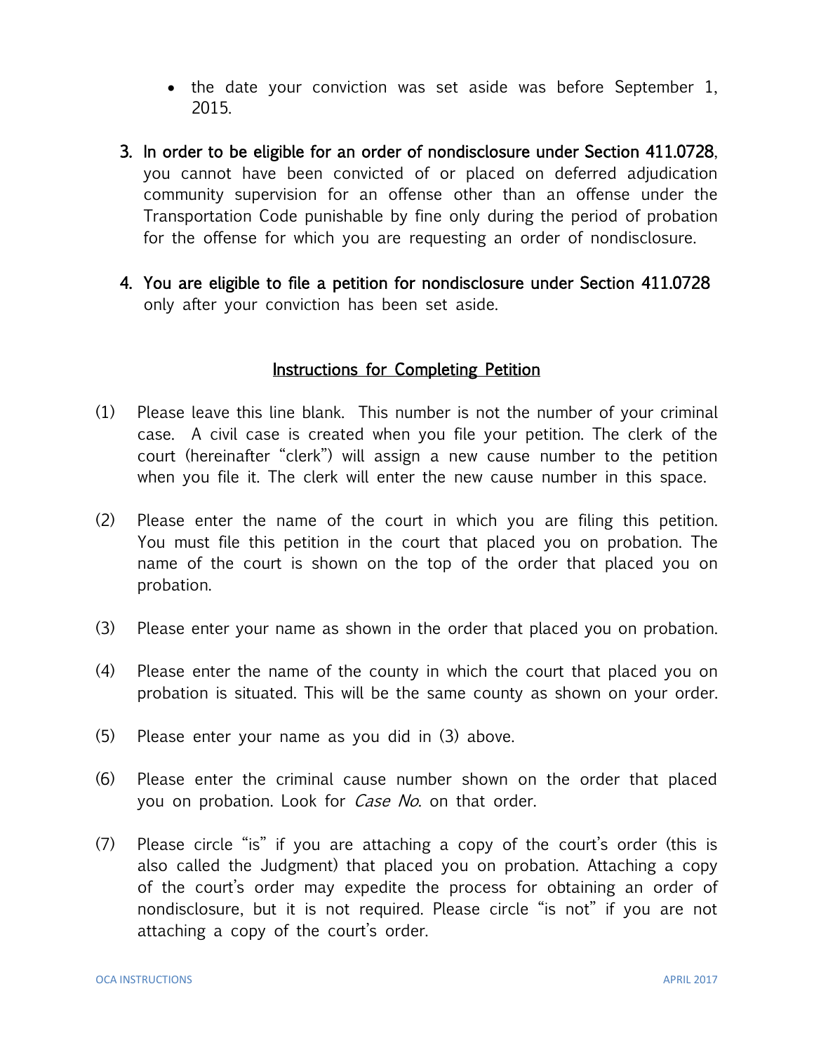- the date your conviction was set aside was before September 1, 2015.

3. **In order to be eligible for an order of nondisclosure under Section 411.0728**, you cannot have been convicted of or placed on deferred adjudication community supervision for an offense other than an offense under the Transportation Code punishable by fine only during the period of probation for the offense for which you are requesting an order of nondisclosure.

4. **You are eligible to file a petition for nondisclosure under Section 411.0728** only after your conviction has been set aside.

## Instructions for Completing Petition

(1) Please leave this line blank. This number is not the number of your criminal case. A civil case is created when you file your petition. The clerk of the court (hereinafter "clerk") will assign a new cause number to the petition when you file it. The clerk will enter the new cause number in this space.

(2) Please enter the name of the court in which you are filing this petition. You must file this petition in the court that placed you on probation. The name of the court is shown on the top of the order that placed you on probation.

(3) Please enter your name as shown in the order that placed you on probation.

(4) Please enter the name of the county in which the court that placed you on probation is situated. This will be the same county as shown on your order.

(5) Please enter your name as you did in (3) above.

(6) Please enter the criminal cause number shown on the order that placed you on probation. Look for *Case No*. on that order.

(7) Please circle "is" if you are attaching a copy of the court's order (this is also called the Judgment) that placed you on probation. Attaching a copy of the court's order may expedite the process for obtaining an order of nondisclosure, but it is not required. Please circle "is not" if you are not attaching a copy of the court's order.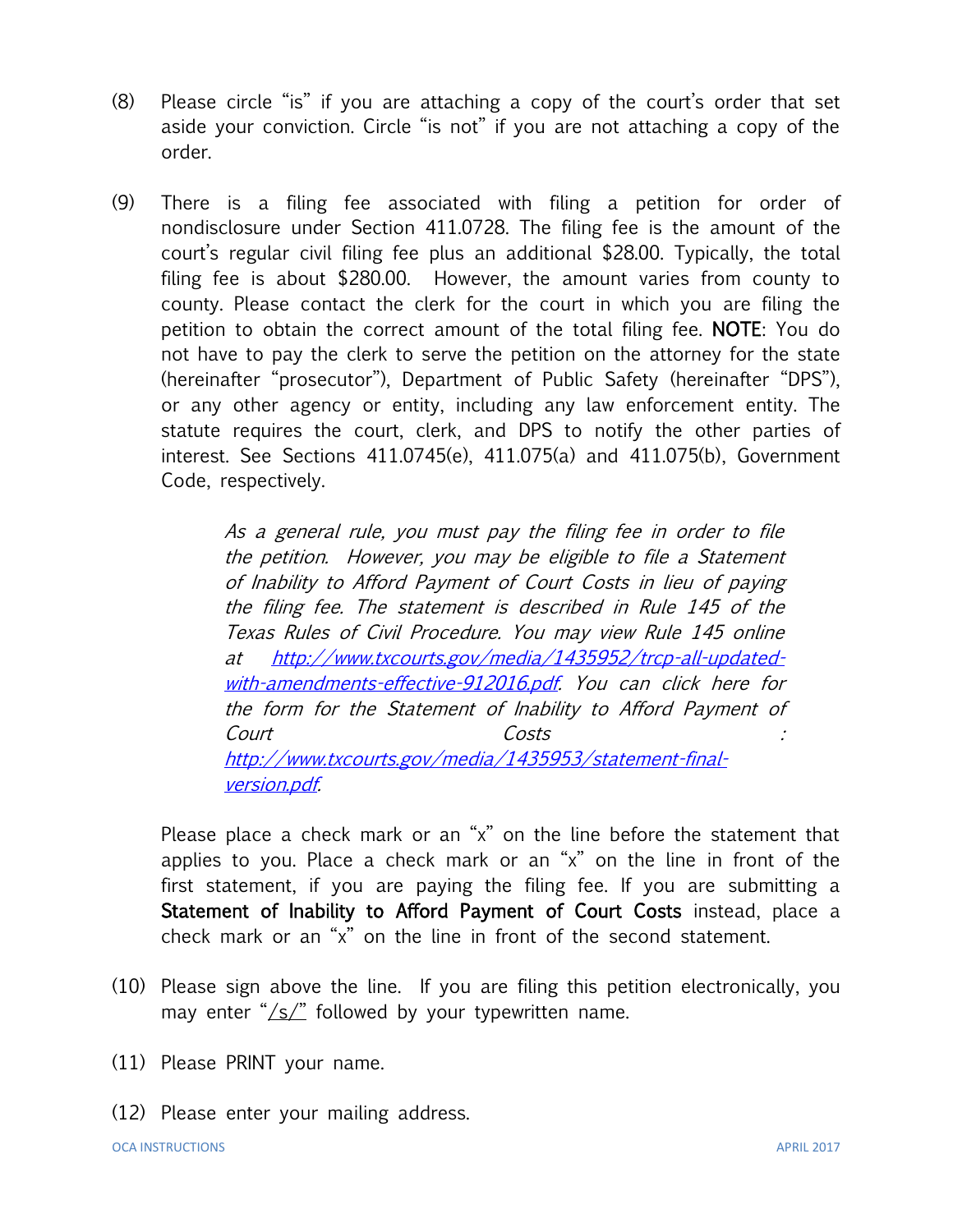(8) Please circle "is" if you are attaching a copy of the court's order that set aside your conviction. Circle "is not" if you are not attaching a copy of the order.

(9) There is a filing fee associated with filing a petition for order of nondisclosure under Section 411.0728. The filing fee is the amount of the court's regular civil filing fee plus an additional $28.00. Typically, the total filing fee is about $280.00. However, the amount varies from county to county. Please contact the clerk for the court in which you are filing the petition to obtain the correct amount of the total filing fee. **NOTE**: You do not have to pay the clerk to serve the petition on the attorney for the state (hereinafter "prosecutor"), Department of Public Safety (hereinafter "DPS"), or any other agency or entity, including any law enforcement entity. The statute requires the court, clerk, and DPS to notify the other parties of interest. See Sections 411.0745(e), 411.075(a) and 411.075(b), Government Code, respectively.

> *As a general rule, you must pay the filing fee in order to file the petition. However, you may be eligible to file a Statement of Inability to Afford Payment of Court Costs in lieu of paying the filing fee. The statement is described in Rule 145 of the Texas Rules of Civil Procedure. You may view Rule 145 online at [http://www.txcourts.gov/media/1435952/trcp-all-updated-with-amendments-effective-912016.pdf](http://www.txcourts.gov/media/1435952/trcp-all-updated-with-amendments-effective-912016.pdf). You can click here for the form for the Statement of Inability to Afford Payment of Court Costs : [http://www.txcourts.gov/media/1435953/statement-final-version.pdf](http://www.txcourts.gov/media/1435953/statement-final-version.pdf).*

Please place a check mark or an "x" on the line before the statement that applies to you. Place a check mark or an "x" on the line in front of the first statement, if you are paying the filing fee. If you are submitting a **Statement of Inability to Afford Payment of Court Costs** instead, place a check mark or an "x" on the line in front of the second statement.

(10) Please sign above the line. If you are filing this petition electronically, you may enter "/s/" followed by your typewritten name.

(11) Please PRINT your name.

(12) Please enter your mailing address.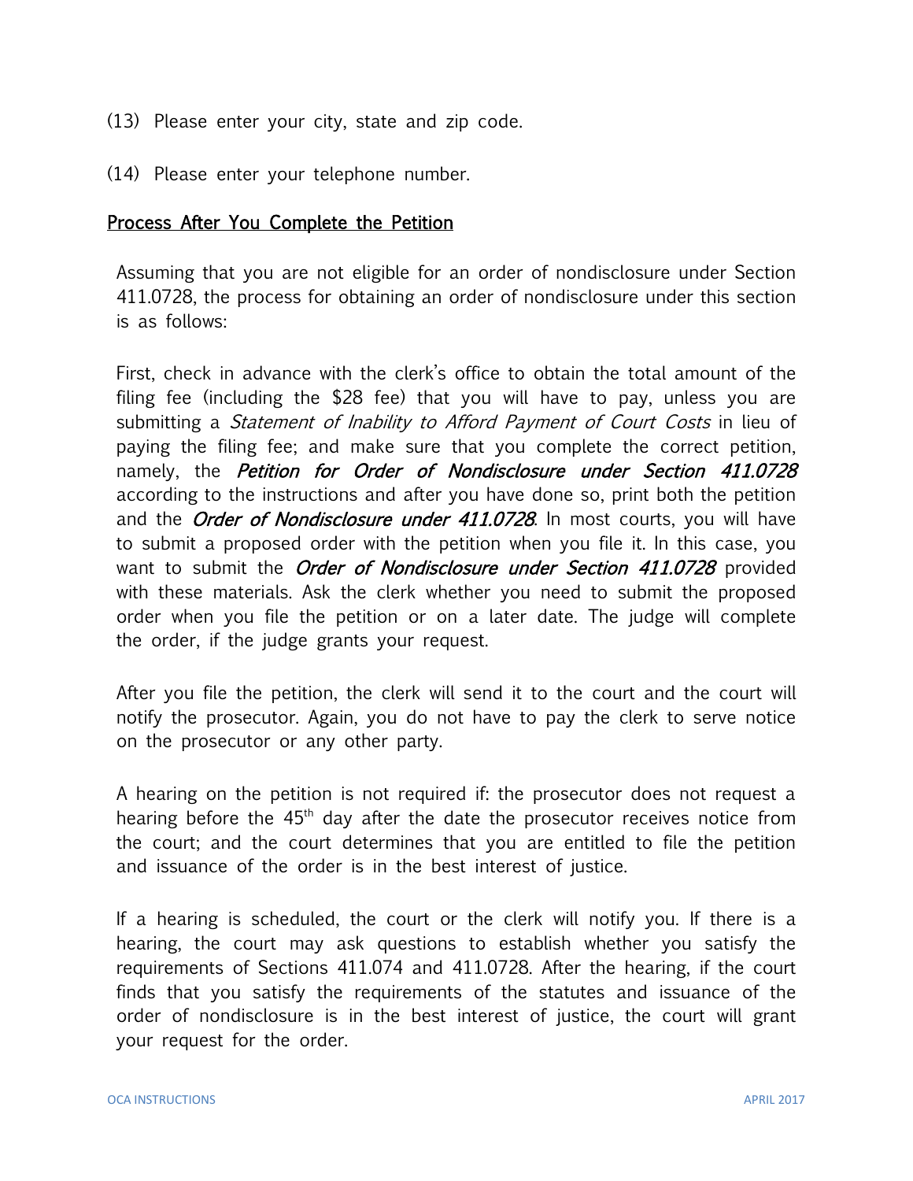(13) Please enter your city, state and zip code.

(14) Please enter your telephone number.

<u>Process After You Complete the Petition</u>

Assuming that you are not eligible for an order of nondisclosure under Section 411.0728, the process for obtaining an order of nondisclosure under this section is as follows:

First, check in advance with the clerk's office to obtain the total amount of the filing fee (including the $28 fee) that you will have to pay, unless you are submitting a *Statement of Inability to Afford Payment of Court Costs* in lieu of paying the filing fee; and make sure that you complete the correct petition, namely, the ***Petition for Order of Nondisclosure under Section 411.0728*** according to the instructions and after you have done so, print both the petition and the ***Order of Nondisclosure under 411.0728***. In most courts, you will have to submit a proposed order with the petition when you file it. In this case, you want to submit the ***Order of Nondisclosure under Section 411.0728*** provided with these materials. Ask the clerk whether you need to submit the proposed order when you file the petition or on a later date. The judge will complete the order, if the judge grants your request.

After you file the petition, the clerk will send it to the court and the court will notify the prosecutor. Again, you do not have to pay the clerk to serve notice on the prosecutor or any other party.

A hearing on the petition is not required if: the prosecutor does not request a hearing before the 45th day after the date the prosecutor receives notice from the court; and the court determines that you are entitled to file the petition and issuance of the order is in the best interest of justice.

If a hearing is scheduled, the court or the clerk will notify you. If there is a hearing, the court may ask questions to establish whether you satisfy the requirements of Sections 411.074 and 411.0728. After the hearing, if the court finds that you satisfy the requirements of the statutes and issuance of the order of nondisclosure is in the best interest of justice, the court will grant your request for the order.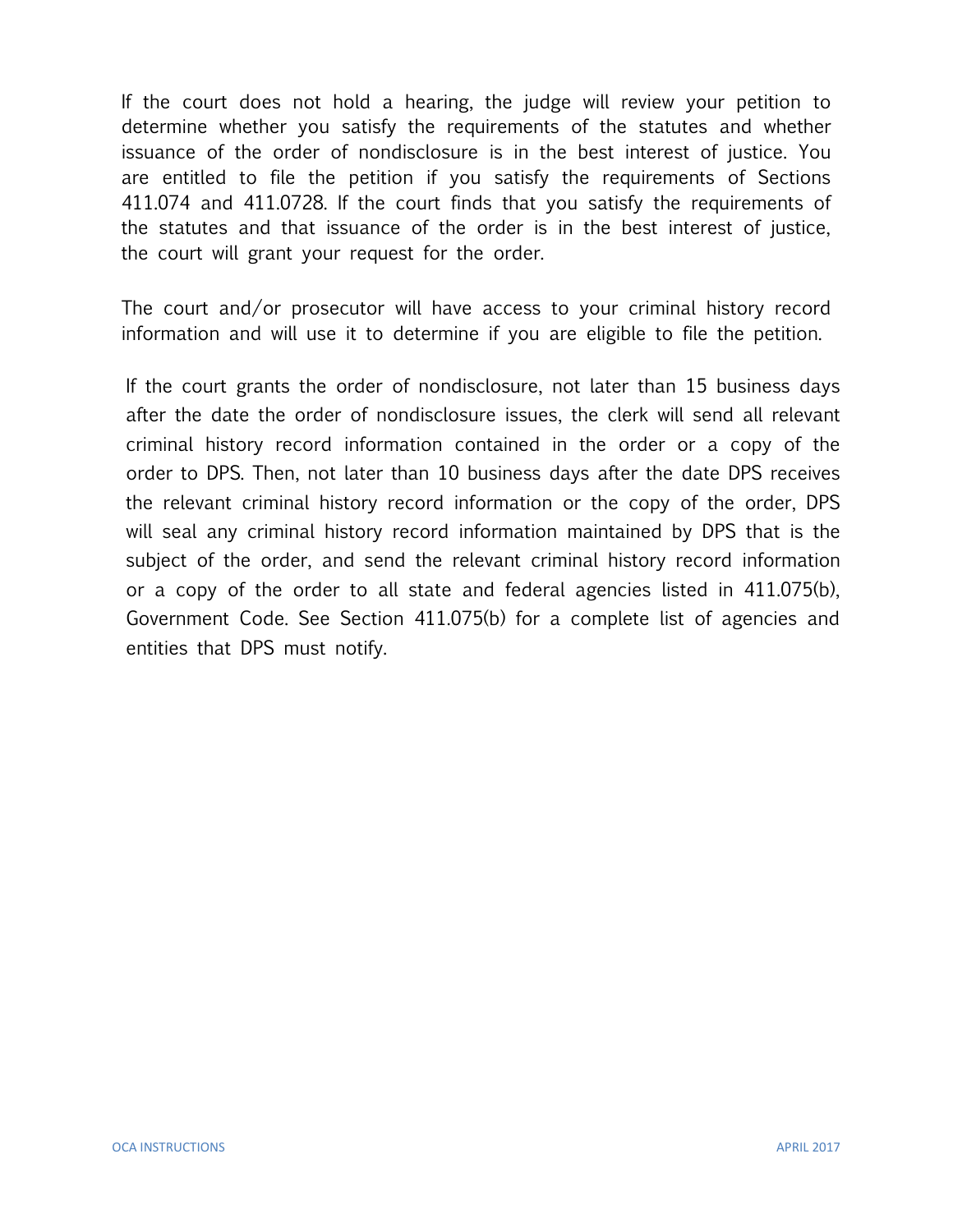If the court does not hold a hearing, the judge will review your petition to determine whether you satisfy the requirements of the statutes and whether issuance of the order of nondisclosure is in the best interest of justice. You are entitled to file the petition if you satisfy the requirements of Sections 411.074 and 411.0728. If the court finds that you satisfy the requirements of the statutes and that issuance of the order is in the best interest of justice, the court will grant your request for the order.

The court and/or prosecutor will have access to your criminal history record information and will use it to determine if you are eligible to file the petition.

If the court grants the order of nondisclosure, not later than 15 business days after the date the order of nondisclosure issues, the clerk will send all relevant criminal history record information contained in the order or a copy of the order to DPS. Then, not later than 10 business days after the date DPS receives the relevant criminal history record information or the copy of the order, DPS will seal any criminal history record information maintained by DPS that is the subject of the order, and send the relevant criminal history record information or a copy of the order to all state and federal agencies listed in 411.075(b), Government Code. See Section 411.075(b) for a complete list of agencies and entities that DPS must notify.